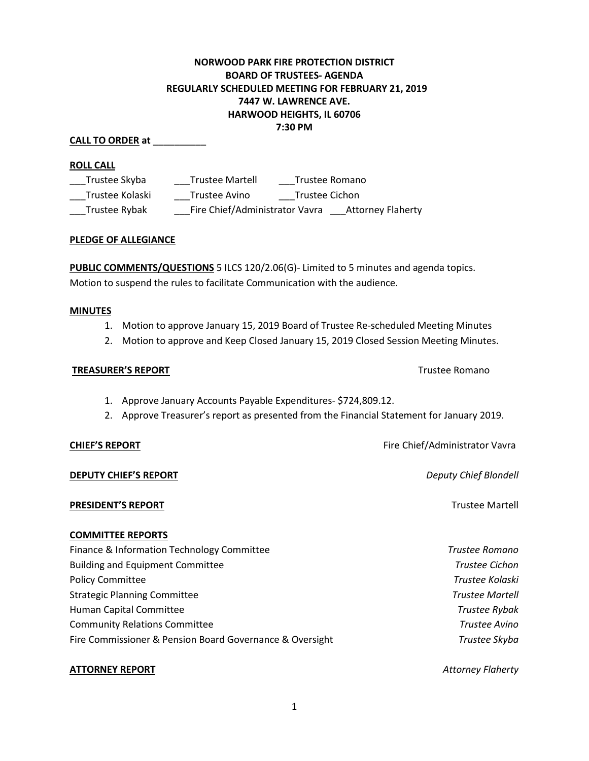**NORWOOD PARK FIRE PROTECTION DISTRICT**
**BOARD OF TRUSTEES- AGENDA**
**REGULARLY SCHEDULED MEETING FOR FEBRUARY 21, 2019**
**7447 W. LAWRENCE AVE.**
**HARWOOD HEIGHTS, IL 60706**
**7:30 PM**

**CALL TO ORDER at** __________

**ROLL CALL**

___Trustee Skyba ___Trustee Martell ___Trustee Romano
___Trustee Kolaski ___Trustee Avino ___Trustee Cichon
___Trustee Rybak ___Fire Chief/Administrator Vavra ___Attorney Flaherty

**PLEDGE OF ALLEGIANCE**

**PUBLIC COMMENTS/QUESTIONS** 5 ILCS 120/2.06(G)- Limited to 5 minutes and agenda topics.
Motion to suspend the rules to facilitate Communication with the audience.

**MINUTES**

1. Motion to approve January 15, 2019 Board of Trustee Re-scheduled Meeting Minutes
2. Motion to approve and Keep Closed January 15, 2019 Closed Session Meeting Minutes.

**TREASURER'S REPORT** Trustee Romano

1. Approve January Accounts Payable Expenditures- $724,809.12.
2. Approve Treasurer's report as presented from the Financial Statement for January 2019.

**CHIEF'S REPORT** Fire Chief/Administrator Vavra

**DEPUTY CHIEF'S REPORT** *Deputy Chief Blondell*

**PRESIDENT'S REPORT** Trustee Martell

**COMMITTEE REPORTS**

Finance & Information Technology Committee *Trustee Romano*
Building and Equipment Committee *Trustee Cichon*
Policy Committee *Trustee Kolaski*
Strategic Planning Committee *Trustee Martell*
Human Capital Committee *Trustee Rybak*
Community Relations Committee *Trustee Avino*
Fire Commissioner & Pension Board Governance & Oversight *Trustee Skyba*

**ATTORNEY REPORT** *Attorney Flaherty*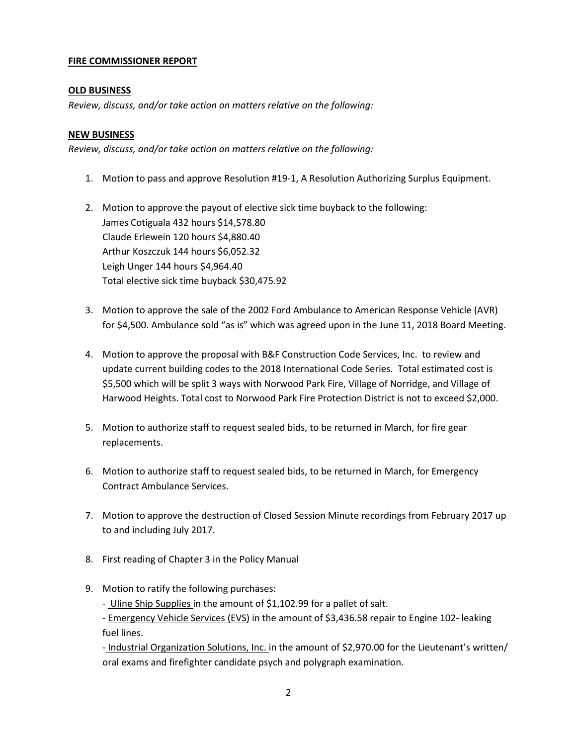**FIRE COMMISSIONER REPORT**

**OLD BUSINESS**

*Review, discuss, and/or take action on matters relative on the following:*

**NEW BUSINESS**

*Review, discuss, and/or take action on matters relative on the following:*

1. Motion to pass and approve Resolution #19-1, A Resolution Authorizing Surplus Equipment.

2. Motion to approve the payout of elective sick time buyback to the following:
   James Cotiguala 432 hours $14,578.80
   Claude Erlewein 120 hours $4,880.40
   Arthur Koszczuk 144 hours $6,052.32
   Leigh Unger 144 hours $4,964.40
   Total elective sick time buyback $30,475.92

3. Motion to approve the sale of the 2002 Ford Ambulance to American Response Vehicle (AVR) for $4,500. Ambulance sold "as is" which was agreed upon in the June 11, 2018 Board Meeting.

4. Motion to approve the proposal with B&F Construction Code Services, Inc. to review and update current building codes to the 2018 International Code Series. Total estimated cost is $5,500 which will be split 3 ways with Norwood Park Fire, Village of Norridge, and Village of Harwood Heights. Total cost to Norwood Park Fire Protection District is not to exceed $2,000.

5. Motion to authorize staff to request sealed bids, to be returned in March, for fire gear replacements.

6. Motion to authorize staff to request sealed bids, to be returned in March, for Emergency Contract Ambulance Services.

7. Motion to approve the destruction of Closed Session Minute recordings from February 2017 up to and including July 2017.

8. First reading of Chapter 3 in the Policy Manual

9. Motion to ratify the following purchases:
   - Uline Ship Supplies in the amount of $1,102.99 for a pallet of salt.
   - Emergency Vehicle Services (EVS) in the amount of $3,436.58 repair to Engine 102- leaking fuel lines.
   - Industrial Organization Solutions, Inc. in the amount of $2,970.00 for the Lieutenant's written/ oral exams and firefighter candidate psych and polygraph examination.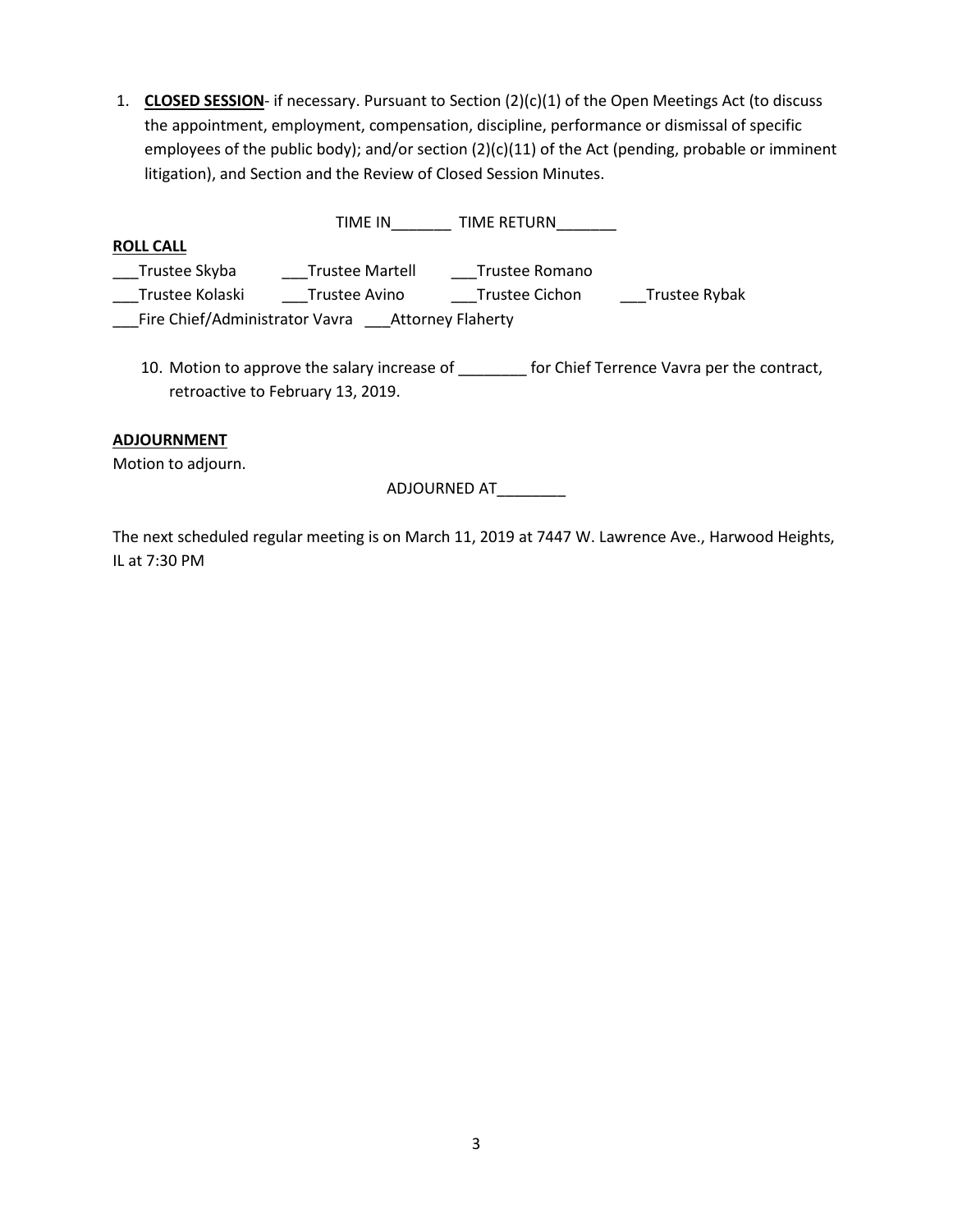1. **CLOSED SESSION**- if necessary. Pursuant to Section (2)(c)(1) of the Open Meetings Act (to discuss the appointment, employment, compensation, discipline, performance or dismissal of specific employees of the public body); and/or section (2)(c)(11) of the Act (pending, probable or imminent litigation), and Section and the Review of Closed Session Minutes.

TIME IN_______ TIME RETURN_______

**ROLL CALL**

___Trustee Skyba ___Trustee Martell ___Trustee Romano

___Trustee Kolaski ___Trustee Avino ___Trustee Cichon ___Trustee Rybak

___Fire Chief/Administrator Vavra ___Attorney Flaherty

10. Motion to approve the salary increase of ________ for Chief Terrence Vavra per the contract, retroactive to February 13, 2019.

**ADJOURNMENT**

Motion to adjourn.

ADJOURNED AT________

The next scheduled regular meeting is on March 11, 2019 at 7447 W. Lawrence Ave., Harwood Heights, IL at 7:30 PM